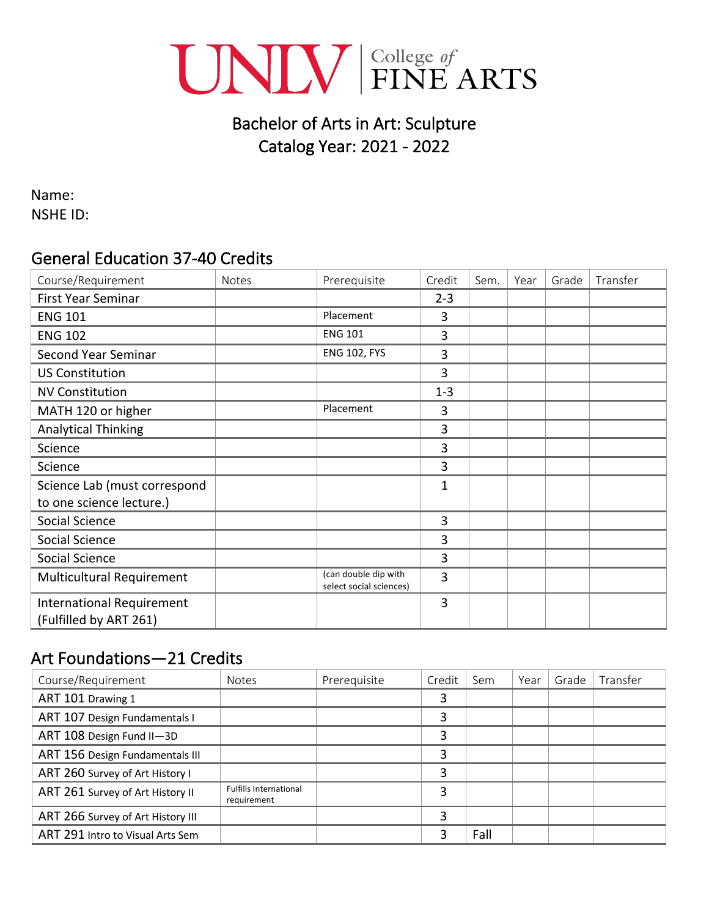UNLV | College of FINE ARTS

# Bachelor of Arts in Art: Sculpture
## Catalog Year: 2021 - 2022

Name:
NSHE ID:

## General Education 37-40 Credits

| Course/Requirement | Notes | Prerequisite | Credit | Sem. | Year | Grade | Transfer |
|---|---|---|---|---|---|---|---|
| First Year Seminar | | | 2-3 | | | | |
| ENG 101 | | Placement | 3 | | | | |
| ENG 102 | | ENG 101 | 3 | | | | |
| Second Year Seminar | | ENG 102, FYS | 3 | | | | |
| US Constitution | | | 3 | | | | |
| NV Constitution | | | 1-3 | | | | |
| MATH 120 or higher | | Placement | 3 | | | | |
| Analytical Thinking | | | 3 | | | | |
| Science | | | 3 | | | | |
| Science | | | 3 | | | | |
| Science Lab (must correspond to one science lecture.) | | | 1 | | | | |
| Social Science | | | 3 | | | | |
| Social Science | | | 3 | | | | |
| Social Science | | | 3 | | | | |
| Multicultural Requirement | | (can double dip with select social sciences) | 3 | | | | |
| International Requirement (Fulfilled by ART 261) | | | 3 | | | | |

## Art Foundations—21 Credits

| Course/Requirement | Notes | Prerequisite | Credit | Sem | Year | Grade | Transfer |
|---|---|---|---|---|---|---|---|
| ART 101 Drawing 1 | | | 3 | | | | |
| ART 107 Design Fundamentals I | | | 3 | | | | |
| ART 108 Design Fund II—3D | | | 3 | | | | |
| ART 156 Design Fundamentals III | | | 3 | | | | |
| ART 260 Survey of Art History I | | | 3 | | | | |
| ART 261 Survey of Art History II | Fulfills International requirement | | 3 | | | | |
| ART 266 Survey of Art History III | | | 3 | | | | |
| ART 291 Intro to Visual Arts Sem | | | 3 | Fall | | | |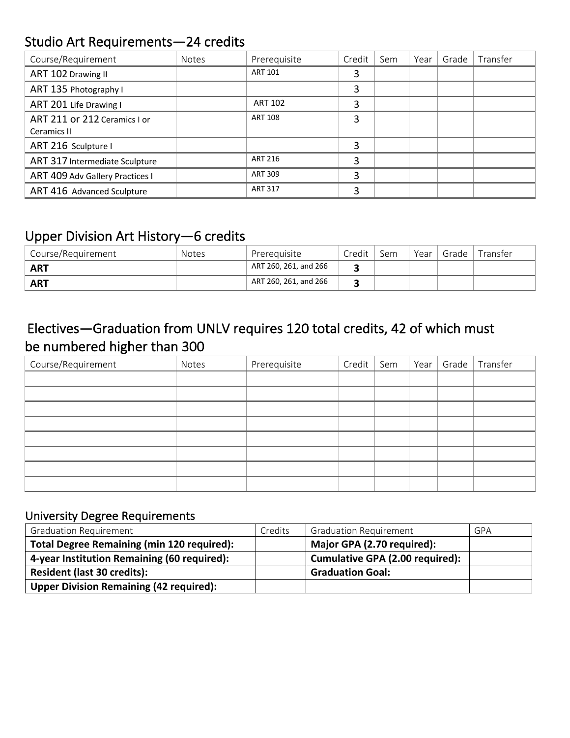## Studio Art Requirements—24 credits

| Course/Requirement | Notes | Prerequisite | Credit | Sem | Year | Grade | Transfer |
|---|---|---|---|---|---|---|---|
| ART 102 Drawing II | | ART 101 | 3 | | | | |
| ART 135 Photography I | | | 3 | | | | |
| ART 201 Life Drawing I | | ART 102 | 3 | | | | |
| ART 211 or 212 Ceramics I or Ceramics II | | ART 108 | 3 | | | | |
| ART 216 Sculpture I | | | 3 | | | | |
| ART 317 Intermediate Sculpture | | ART 216 | 3 | | | | |
| ART 409 Adv Gallery Practices I | | ART 309 | 3 | | | | |
| ART 416 Advanced Sculpture | | ART 317 | 3 | | | | |

## Upper Division Art History—6 credits

| Course/Requirement | Notes | Prerequisite | Credit | Sem | Year | Grade | Transfer |
|---|---|---|---|---|---|---|---|
| **ART** | | ART 260, 261, and 266 | **3** | | | | |
| **ART** | | ART 260, 261, and 266 | **3** | | | | |

## Electives—Graduation from UNLV requires 120 total credits, 42 of which must be numbered higher than 300

| Course/Requirement | Notes | Prerequisite | Credit | Sem | Year | Grade | Transfer |
|---|---|---|---|---|---|---|---|
| | | | | | | | |
| | | | | | | | |
| | | | | | | | |
| | | | | | | | |
| | | | | | | | |
| | | | | | | | |
| | | | | | | | |
| | | | | | | | |

### University Degree Requirements

| Graduation Requirement | Credits | Graduation Requirement | GPA |
|---|---|---|---|
| **Total Degree Remaining (min 120 required):** | | **Major GPA (2.70 required):** | |
| **4-year Institution Remaining (60 required):** | | **Cumulative GPA (2.00 required):** | |
| **Resident (last 30 credits):** | | **Graduation Goal:** | |
| **Upper Division Remaining (42 required):** | | | |